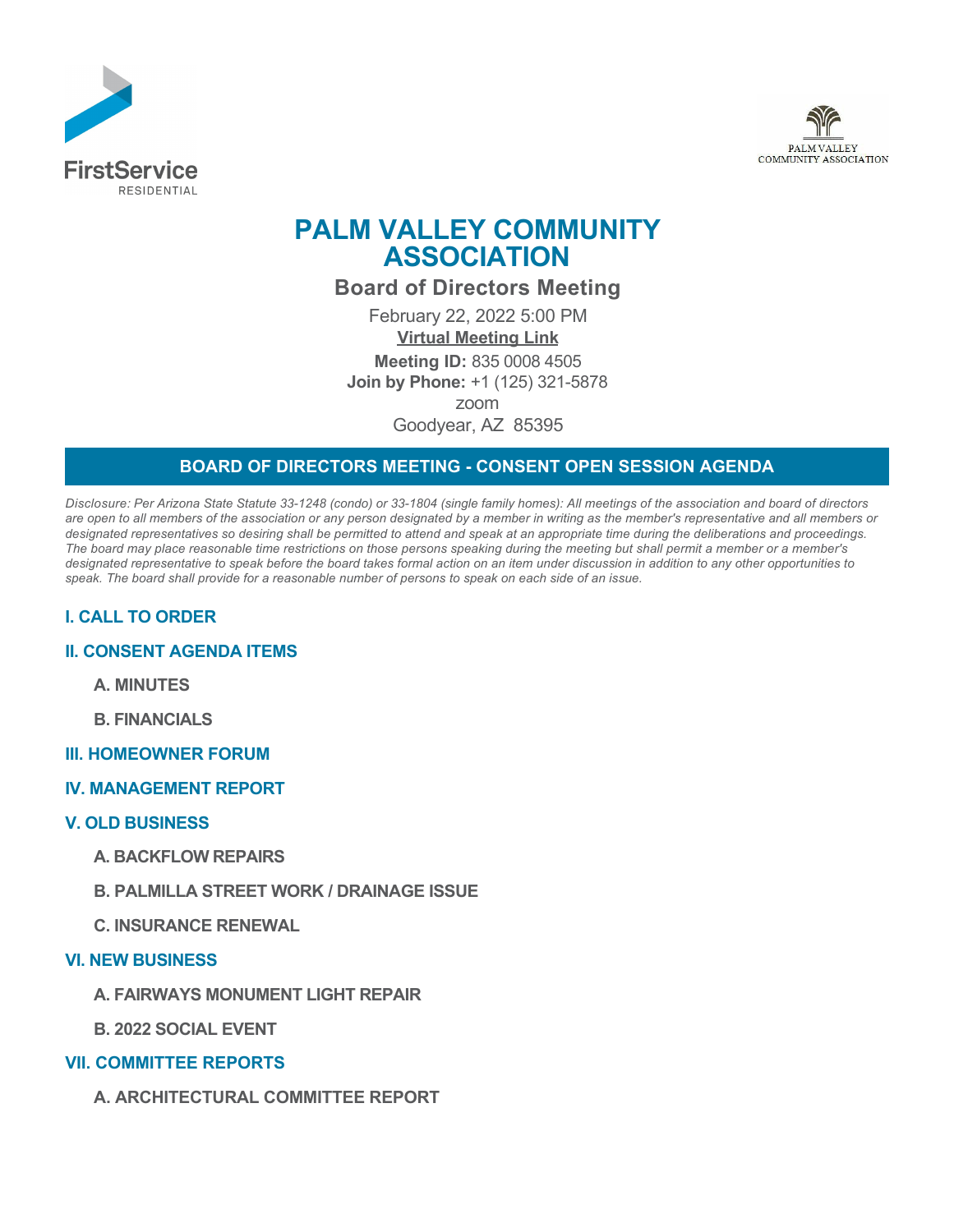FirstService RESIDENTIAL

PALM VALLEY COMMUNITY ASSOCIATION

# PALM VALLEY COMMUNITY ASSOCIATION

## Board of Directors Meeting

February 22, 2022 5:00 PM

**Virtual Meeting Link**

**Meeting ID:** 835 0008 4505

**Join by Phone:** +1 (125) 321-5878

zoom

Goodyear, AZ 85395

## BOARD OF DIRECTORS MEETING - CONSENT OPEN SESSION AGENDA

*Disclosure: Per Arizona State Statute 33-1248 (condo) or 33-1804 (single family homes): All meetings of the association and board of directors are open to all members of the association or any person designated by a member in writing as the member's representative and all members or designated representatives so desiring shall be permitted to attend and speak at an appropriate time during the deliberations and proceedings. The board may place reasonable time restrictions on those persons speaking during the meeting but shall permit a member or a member's designated representative to speak before the board takes formal action on an item under discussion in addition to any other opportunities to speak. The board shall provide for a reasonable number of persons to speak on each side of an issue.*

### I. CALL TO ORDER

### II. CONSENT AGENDA ITEMS

**A. MINUTES**

**B. FINANCIALS**

### III. HOMEOWNER FORUM

### IV. MANAGEMENT REPORT

### V. OLD BUSINESS

**A. BACKFLOW REPAIRS**

**B. PALMILLA STREET WORK / DRAINAGE ISSUE**

**C. INSURANCE RENEWAL**

### VI. NEW BUSINESS

**A. FAIRWAYS MONUMENT LIGHT REPAIR**

**B. 2022 SOCIAL EVENT**

### VII. COMMITTEE REPORTS

**A. ARCHITECTURAL COMMITTEE REPORT**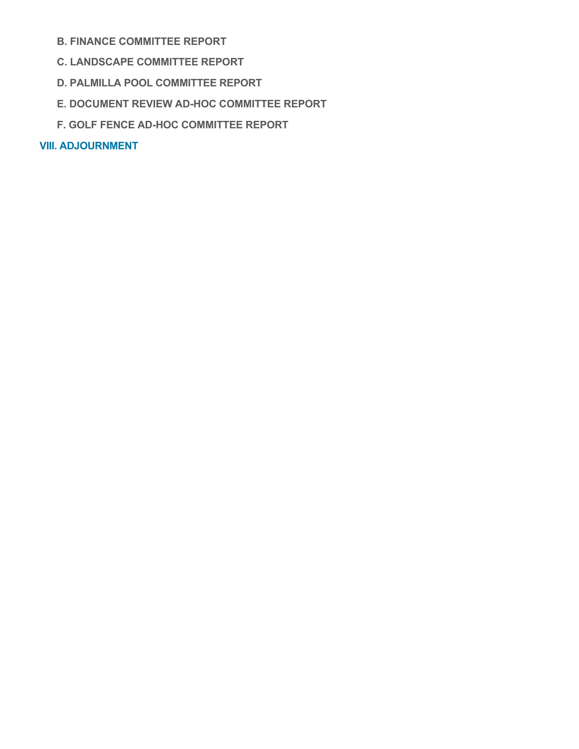**B. FINANCE COMMITTEE REPORT**

**C. LANDSCAPE COMMITTEE REPORT**

**D. PALMILLA POOL COMMITTEE REPORT**

**E. DOCUMENT REVIEW AD-HOC COMMITTEE REPORT**

**F. GOLF FENCE AD-HOC COMMITTEE REPORT**

## VIII. ADJOURNMENT